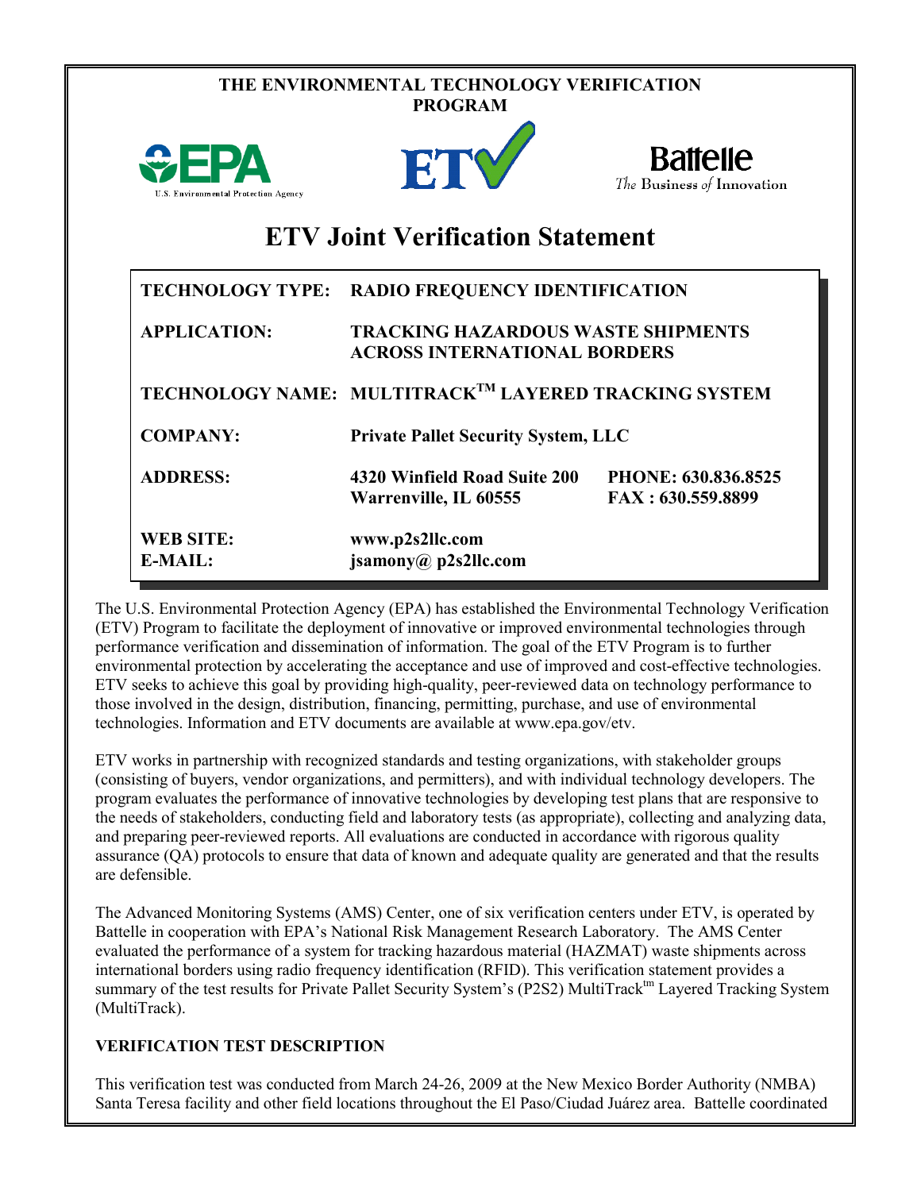**THE ENVIRONMENTAL TECHNOLOGY VERIFICATION PROGRAM**

U.S. Environmental Protection Agency

Battelle
*The Business of Innovation*

# ETV Joint Verification Statement

| | | |
|---|---|---|
| **TECHNOLOGY TYPE:** | **RADIO FREQUENCY IDENTIFICATION** | |
| **APPLICATION:** | **TRACKING HAZARDOUS WASTE SHIPMENTS ACROSS INTERNATIONAL BORDERS** | |
| **TECHNOLOGY NAME:** | **MULTITRACK™ LAYERED TRACKING SYSTEM** | |
| **COMPANY:** | **Private Pallet Security System, LLC** | |
| **ADDRESS:** | **4320 Winfield Road Suite 200 Warrenville, IL 60555** | **PHONE: 630.836.8525 FAX : 630.559.8899** |
| **WEB SITE:** | **www.p2s2llc.com** | |
| **E-MAIL:** | **jsamony@ p2s2llc.com** | |

The U.S. Environmental Protection Agency (EPA) has established the Environmental Technology Verification (ETV) Program to facilitate the deployment of innovative or improved environmental technologies through performance verification and dissemination of information. The goal of the ETV Program is to further environmental protection by accelerating the acceptance and use of improved and cost-effective technologies. ETV seeks to achieve this goal by providing high-quality, peer-reviewed data on technology performance to those involved in the design, distribution, financing, permitting, purchase, and use of environmental technologies. Information and ETV documents are available at www.epa.gov/etv.

ETV works in partnership with recognized standards and testing organizations, with stakeholder groups (consisting of buyers, vendor organizations, and permitters), and with individual technology developers. The program evaluates the performance of innovative technologies by developing test plans that are responsive to the needs of stakeholders, conducting field and laboratory tests (as appropriate), collecting and analyzing data, and preparing peer-reviewed reports. All evaluations are conducted in accordance with rigorous quality assurance (QA) protocols to ensure that data of known and adequate quality are generated and that the results are defensible.

The Advanced Monitoring Systems (AMS) Center, one of six verification centers under ETV, is operated by Battelle in cooperation with EPA's National Risk Management Research Laboratory. The AMS Center evaluated the performance of a system for tracking hazardous material (HAZMAT) waste shipments across international borders using radio frequency identification (RFID). This verification statement provides a summary of the test results for Private Pallet Security System's (P2S2) MultiTrack™ Layered Tracking System (MultiTrack).

## VERIFICATION TEST DESCRIPTION

This verification test was conducted from March 24-26, 2009 at the New Mexico Border Authority (NMBA) Santa Teresa facility and other field locations throughout the El Paso/Ciudad Juárez area. Battelle coordinated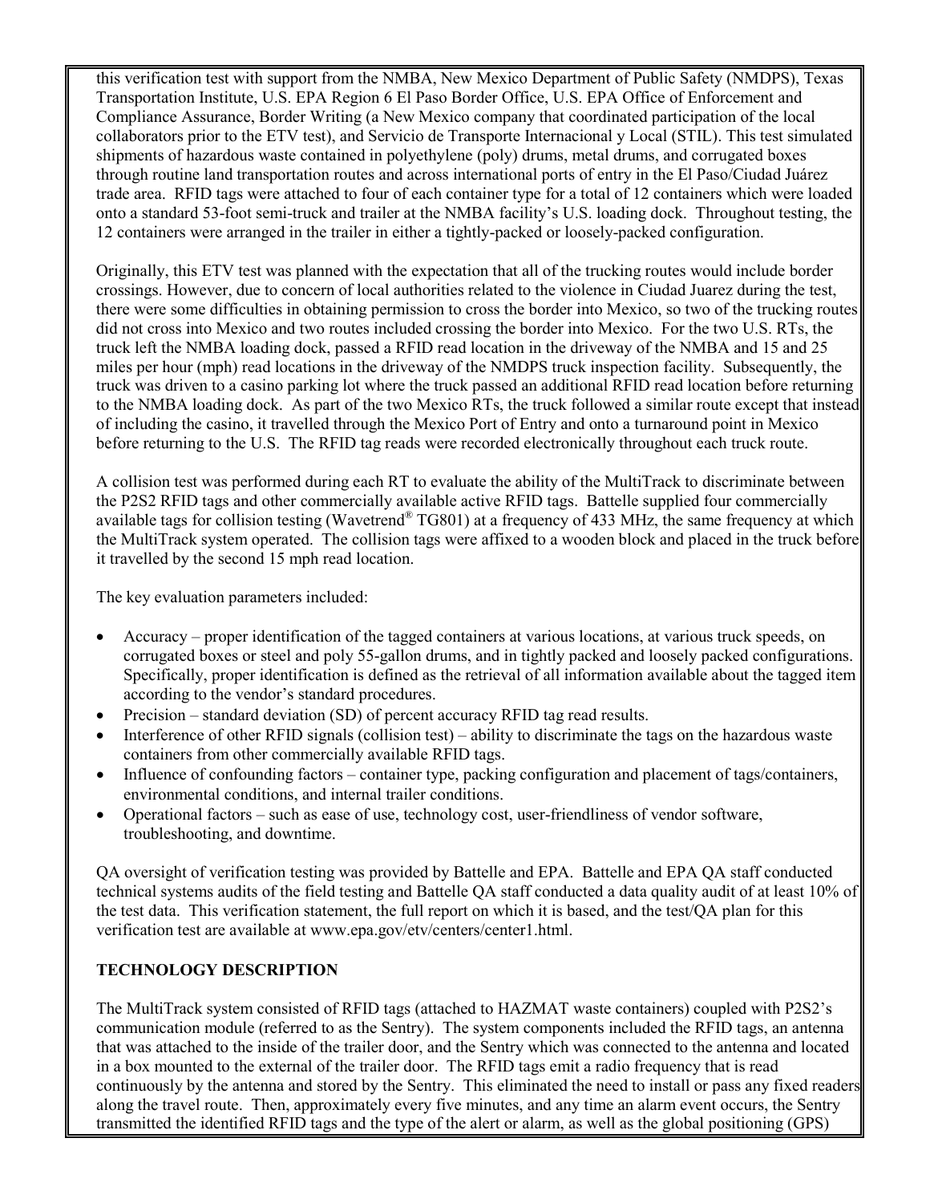this verification test with support from the NMBA, New Mexico Department of Public Safety (NMDPS), Texas Transportation Institute, U.S. EPA Region 6 El Paso Border Office, U.S. EPA Office of Enforcement and Compliance Assurance, Border Writing (a New Mexico company that coordinated participation of the local collaborators prior to the ETV test), and Servicio de Transporte Internacional y Local (STIL). This test simulated shipments of hazardous waste contained in polyethylene (poly) drums, metal drums, and corrugated boxes through routine land transportation routes and across international ports of entry in the El Paso/Ciudad Juárez trade area. RFID tags were attached to four of each container type for a total of 12 containers which were loaded onto a standard 53-foot semi-truck and trailer at the NMBA facility's U.S. loading dock. Throughout testing, the 12 containers were arranged in the trailer in either a tightly-packed or loosely-packed configuration.

Originally, this ETV test was planned with the expectation that all of the trucking routes would include border crossings. However, due to concern of local authorities related to the violence in Ciudad Juarez during the test, there were some difficulties in obtaining permission to cross the border into Mexico, so two of the trucking routes did not cross into Mexico and two routes included crossing the border into Mexico. For the two U.S. RTs, the truck left the NMBA loading dock, passed a RFID read location in the driveway of the NMBA and 15 and 25 miles per hour (mph) read locations in the driveway of the NMDPS truck inspection facility. Subsequently, the truck was driven to a casino parking lot where the truck passed an additional RFID read location before returning to the NMBA loading dock. As part of the two Mexico RTs, the truck followed a similar route except that instead of including the casino, it travelled through the Mexico Port of Entry and onto a turnaround point in Mexico before returning to the U.S. The RFID tag reads were recorded electronically throughout each truck route.

A collision test was performed during each RT to evaluate the ability of the MultiTrack to discriminate between the P2S2 RFID tags and other commercially available active RFID tags. Battelle supplied four commercially available tags for collision testing (Wavetrend® TG801) at a frequency of 433 MHz, the same frequency at which the MultiTrack system operated. The collision tags were affixed to a wooden block and placed in the truck before it travelled by the second 15 mph read location.

The key evaluation parameters included:

- Accuracy – proper identification of the tagged containers at various locations, at various truck speeds, on corrugated boxes or steel and poly 55-gallon drums, and in tightly packed and loosely packed configurations. Specifically, proper identification is defined as the retrieval of all information available about the tagged item according to the vendor's standard procedures.
- Precision – standard deviation (SD) of percent accuracy RFID tag read results.
- Interference of other RFID signals (collision test) – ability to discriminate the tags on the hazardous waste containers from other commercially available RFID tags.
- Influence of confounding factors – container type, packing configuration and placement of tags/containers, environmental conditions, and internal trailer conditions.
- Operational factors – such as ease of use, technology cost, user-friendliness of vendor software, troubleshooting, and downtime.

QA oversight of verification testing was provided by Battelle and EPA. Battelle and EPA QA staff conducted technical systems audits of the field testing and Battelle QA staff conducted a data quality audit of at least 10% of the test data. This verification statement, the full report on which it is based, and the test/QA plan for this verification test are available at www.epa.gov/etv/centers/center1.html.

**TECHNOLOGY DESCRIPTION**

The MultiTrack system consisted of RFID tags (attached to HAZMAT waste containers) coupled with P2S2's communication module (referred to as the Sentry). The system components included the RFID tags, an antenna that was attached to the inside of the trailer door, and the Sentry which was connected to the antenna and located in a box mounted to the external of the trailer door. The RFID tags emit a radio frequency that is read continuously by the antenna and stored by the Sentry. This eliminated the need to install or pass any fixed readers along the travel route. Then, approximately every five minutes, and any time an alarm event occurs, the Sentry transmitted the identified RFID tags and the type of the alert or alarm, as well as the global positioning (GPS)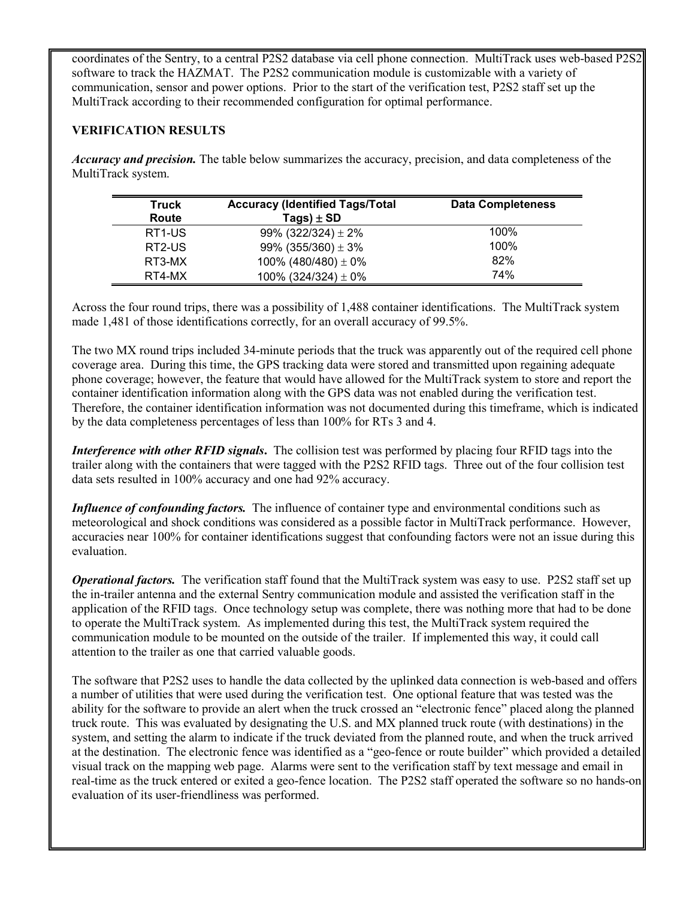coordinates of the Sentry, to a central P2S2 database via cell phone connection. MultiTrack uses web-based P2S2 software to track the HAZMAT. The P2S2 communication module is customizable with a variety of communication, sensor and power options. Prior to the start of the verification test, P2S2 staff set up the MultiTrack according to their recommended configuration for optimal performance.

**VERIFICATION RESULTS**

***Accuracy and precision.*** The table below summarizes the accuracy, precision, and data completeness of the MultiTrack system.

| Truck Route | Accuracy (Identified Tags/Total Tags) ± SD | Data Completeness |
|---|---|---|
| RT1-US | 99% (322/324) ± 2% | 100% |
| RT2-US | 99% (355/360) ± 3% | 100% |
| RT3-MX | 100% (480/480) ± 0% | 82% |
| RT4-MX | 100% (324/324) ± 0% | 74% |

Across the four round trips, there was a possibility of 1,488 container identifications. The MultiTrack system made 1,481 of those identifications correctly, for an overall accuracy of 99.5%.

The two MX round trips included 34-minute periods that the truck was apparently out of the required cell phone coverage area. During this time, the GPS tracking data were stored and transmitted upon regaining adequate phone coverage; however, the feature that would have allowed for the MultiTrack system to store and report the container identification information along with the GPS data was not enabled during the verification test. Therefore, the container identification information was not documented during this timeframe, which is indicated by the data completeness percentages of less than 100% for RTs 3 and 4.

***Interference with other RFID signals*.** The collision test was performed by placing four RFID tags into the trailer along with the containers that were tagged with the P2S2 RFID tags. Three out of the four collision test data sets resulted in 100% accuracy and one had 92% accuracy.

***Influence of confounding factors.*** The influence of container type and environmental conditions such as meteorological and shock conditions was considered as a possible factor in MultiTrack performance. However, accuracies near 100% for container identifications suggest that confounding factors were not an issue during this evaluation.

***Operational factors.*** The verification staff found that the MultiTrack system was easy to use. P2S2 staff set up the in-trailer antenna and the external Sentry communication module and assisted the verification staff in the application of the RFID tags. Once technology setup was complete, there was nothing more that had to be done to operate the MultiTrack system. As implemented during this test, the MultiTrack system required the communication module to be mounted on the outside of the trailer. If implemented this way, it could call attention to the trailer as one that carried valuable goods.

The software that P2S2 uses to handle the data collected by the uplinked data connection is web-based and offers a number of utilities that were used during the verification test. One optional feature that was tested was the ability for the software to provide an alert when the truck crossed an "electronic fence" placed along the planned truck route. This was evaluated by designating the U.S. and MX planned truck route (with destinations) in the system, and setting the alarm to indicate if the truck deviated from the planned route, and when the truck arrived at the destination. The electronic fence was identified as a "geo-fence or route builder" which provided a detailed visual track on the mapping web page. Alarms were sent to the verification staff by text message and email in real-time as the truck entered or exited a geo-fence location. The P2S2 staff operated the software so no hands-on evaluation of its user-friendliness was performed.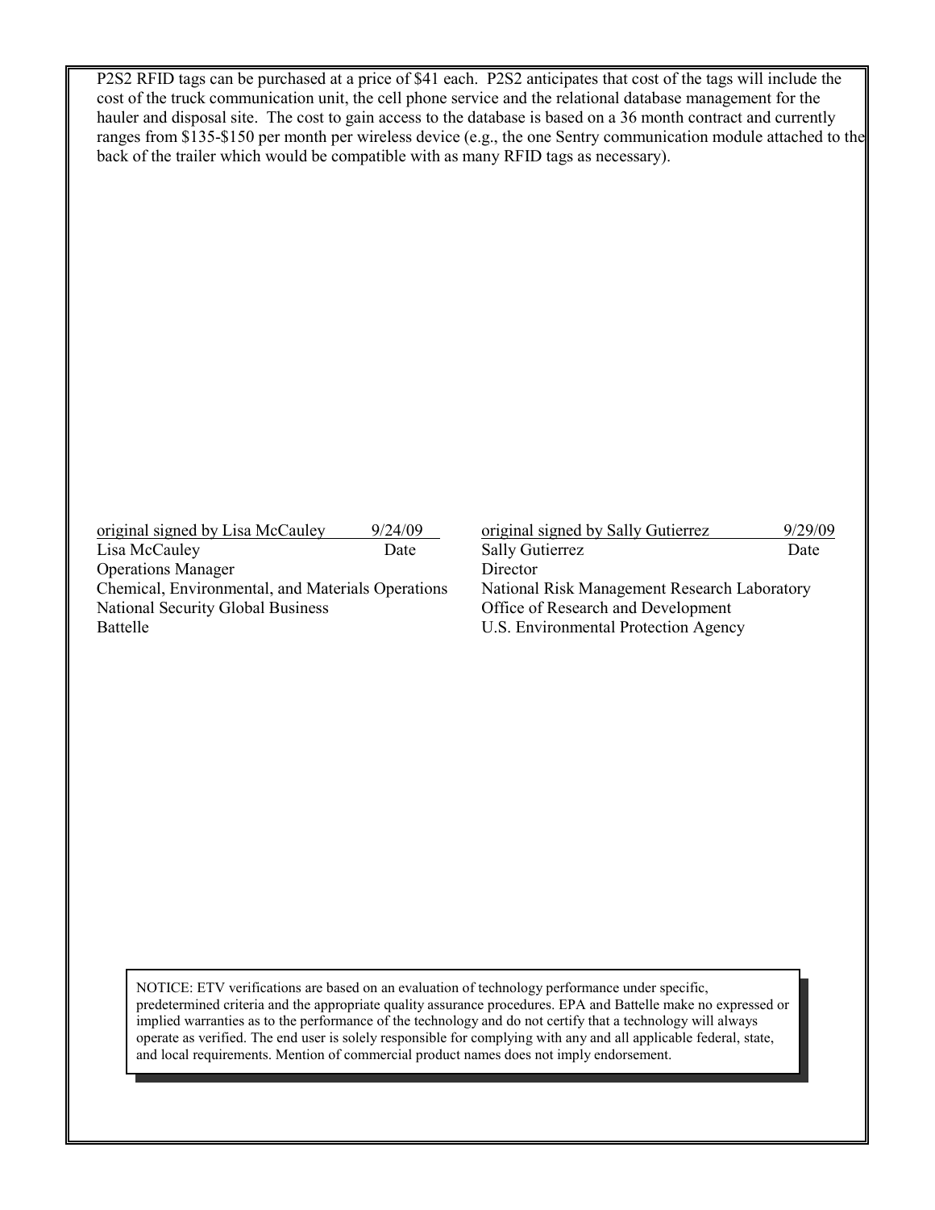P2S2 RFID tags can be purchased at a price of $41 each. P2S2 anticipates that cost of the tags will include the cost of the truck communication unit, the cell phone service and the relational database management for the hauler and disposal site. The cost to gain access to the database is based on a 36 month contract and currently ranges from $135-$150 per month per wireless device (e.g., the one Sentry communication module attached to the back of the trailer which would be compatible with as many RFID tags as necessary).

original signed by Lisa McCauley 9/24/09
Lisa McCauley Date
Operations Manager
Chemical, Environmental, and Materials Operations
National Security Global Business
Battelle

original signed by Sally Gutierrez 9/29/09
Sally Gutierrez Date
Director
National Risk Management Research Laboratory
Office of Research and Development
U.S. Environmental Protection Agency

NOTICE: ETV verifications are based on an evaluation of technology performance under specific, predetermined criteria and the appropriate quality assurance procedures. EPA and Battelle make no expressed or implied warranties as to the performance of the technology and do not certify that a technology will always operate as verified. The end user is solely responsible for complying with any and all applicable federal, state, and local requirements. Mention of commercial product names does not imply endorsement.